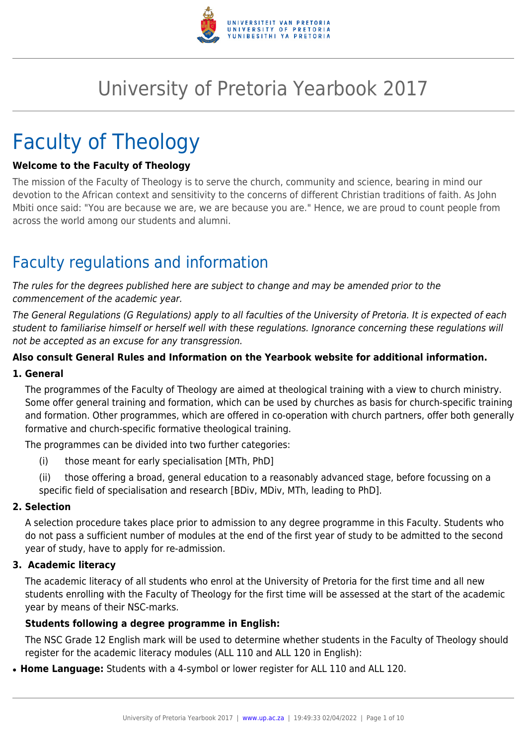# University of Pretoria Yearbook 2017

# Faculty of Theology

**Welcome to the Faculty of Theology**

The mission of the Faculty of Theology is to serve the church, community and science, bearing in mind our devotion to the African context and sensitivity to the concerns of different Christian traditions of faith. As John Mbiti once said: "You are because we are, we are because you are." Hence, we are proud to count people from across the world among our students and alumni.

## Faculty regulations and information

*The rules for the degrees published here are subject to change and may be amended prior to the commencement of the academic year.*

*The General Regulations (G Regulations) apply to all faculties of the University of Pretoria. It is expected of each student to familiarise himself or herself well with these regulations. Ignorance concerning these regulations will not be accepted as an excuse for any transgression.*

**Also consult General Rules and Information on the Yearbook website for additional information.**

**1. General**

The programmes of the Faculty of Theology are aimed at theological training with a view to church ministry. Some offer general training and formation, which can be used by churches as basis for church-specific training and formation. Other programmes, which are offered in co-operation with church partners, offer both generally formative and church-specific formative theological training.

The programmes can be divided into two further categories:

(i) those meant for early specialisation [MTh, PhD]

(ii) those offering a broad, general education to a reasonably advanced stage, before focussing on a specific field of specialisation and research [BDiv, MDiv, MTh, leading to PhD].

**2. Selection**

A selection procedure takes place prior to admission to any degree programme in this Faculty. Students who do not pass a sufficient number of modules at the end of the first year of study to be admitted to the second year of study, have to apply for re-admission.

**3. Academic literacy**

The academic literacy of all students who enrol at the University of Pretoria for the first time and all new students enrolling with the Faculty of Theology for the first time will be assessed at the start of the academic year by means of their NSC-marks.

**Students following a degree programme in English:**

The NSC Grade 12 English mark will be used to determine whether students in the Faculty of Theology should register for the academic literacy modules (ALL 110 and ALL 120 in English):

- **Home Language:** Students with a 4-symbol or lower register for ALL 110 and ALL 120.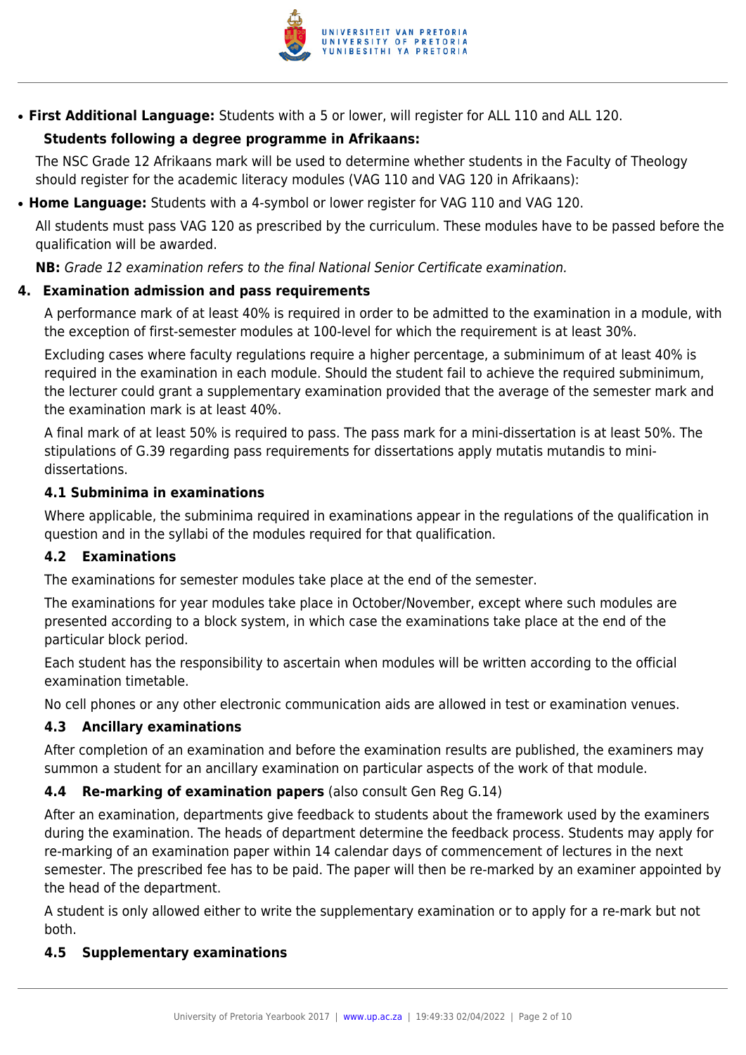- **First Additional Language:** Students with a 5 or lower, will register for ALL 110 and ALL 120.

**Students following a degree programme in Afrikaans:**

The NSC Grade 12 Afrikaans mark will be used to determine whether students in the Faculty of Theology should register for the academic literacy modules (VAG 110 and VAG 120 in Afrikaans):

- **Home Language:** Students with a 4-symbol or lower register for VAG 110 and VAG 120.

All students must pass VAG 120 as prescribed by the curriculum. These modules have to be passed before the qualification will be awarded.

**NB:** *Grade 12 examination refers to the final National Senior Certificate examination.*

## 4. Examination admission and pass requirements

A performance mark of at least 40% is required in order to be admitted to the examination in a module, with the exception of first-semester modules at 100-level for which the requirement is at least 30%.

Excluding cases where faculty regulations require a higher percentage, a subminimum of at least 40% is required in the examination in each module. Should the student fail to achieve the required subminimum, the lecturer could grant a supplementary examination provided that the average of the semester mark and the examination mark is at least 40%.

A final mark of at least 50% is required to pass. The pass mark for a mini-dissertation is at least 50%. The stipulations of G.39 regarding pass requirements for dissertations apply mutatis mutandis to mini-dissertations.

### 4.1 Subminima in examinations

Where applicable, the subminima required in examinations appear in the regulations of the qualification in question and in the syllabi of the modules required for that qualification.

### 4.2 Examinations

The examinations for semester modules take place at the end of the semester.

The examinations for year modules take place in October/November, except where such modules are presented according to a block system, in which case the examinations take place at the end of the particular block period.

Each student has the responsibility to ascertain when modules will be written according to the official examination timetable.

No cell phones or any other electronic communication aids are allowed in test or examination venues.

### 4.3 Ancillary examinations

After completion of an examination and before the examination results are published, the examiners may summon a student for an ancillary examination on particular aspects of the work of that module.

### 4.4 Re-marking of examination papers (also consult Gen Reg G.14)

After an examination, departments give feedback to students about the framework used by the examiners during the examination. The heads of department determine the feedback process. Students may apply for re-marking of an examination paper within 14 calendar days of commencement of lectures in the next semester. The prescribed fee has to be paid. The paper will then be re-marked by an examiner appointed by the head of the department.

A student is only allowed either to write the supplementary examination or to apply for a re-mark but not both.

### 4.5 Supplementary examinations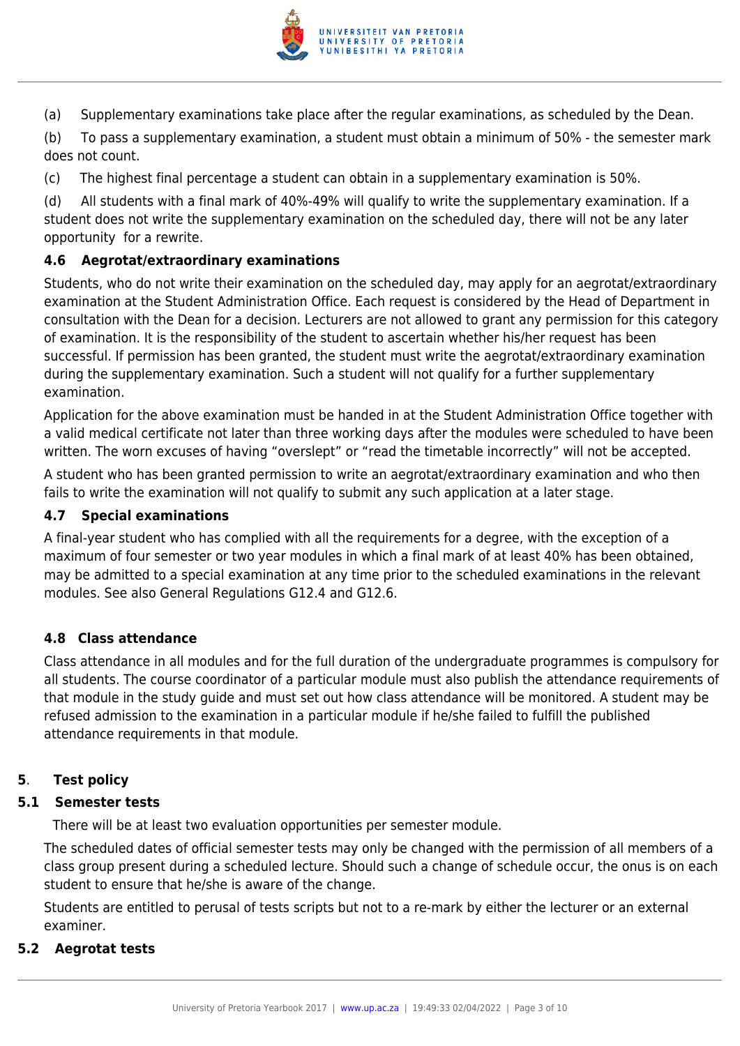(a) Supplementary examinations take place after the regular examinations, as scheduled by the Dean.

(b) To pass a supplementary examination, a student must obtain a minimum of 50% - the semester mark does not count.

(c) The highest final percentage a student can obtain in a supplementary examination is 50%.

(d) All students with a final mark of 40%-49% will qualify to write the supplementary examination. If a student does not write the supplementary examination on the scheduled day, there will not be any later opportunity for a rewrite.

### 4.6 Aegrotat/extraordinary examinations

Students, who do not write their examination on the scheduled day, may apply for an aegrotat/extraordinary examination at the Student Administration Office. Each request is considered by the Head of Department in consultation with the Dean for a decision. Lecturers are not allowed to grant any permission for this category of examination. It is the responsibility of the student to ascertain whether his/her request has been successful. If permission has been granted, the student must write the aegrotat/extraordinary examination during the supplementary examination. Such a student will not qualify for a further supplementary examination.

Application for the above examination must be handed in at the Student Administration Office together with a valid medical certificate not later than three working days after the modules were scheduled to have been written. The worn excuses of having "overslept" or "read the timetable incorrectly" will not be accepted.

A student who has been granted permission to write an aegrotat/extraordinary examination and who then fails to write the examination will not qualify to submit any such application at a later stage.

### 4.7 Special examinations

A final-year student who has complied with all the requirements for a degree, with the exception of a maximum of four semester or two year modules in which a final mark of at least 40% has been obtained, may be admitted to a special examination at any time prior to the scheduled examinations in the relevant modules. See also General Regulations G12.4 and G12.6.

### 4.8 Class attendance

Class attendance in all modules and for the full duration of the undergraduate programmes is compulsory for all students. The course coordinator of a particular module must also publish the attendance requirements of that module in the study guide and must set out how class attendance will be monitored. A student may be refused admission to the examination in a particular module if he/she failed to fulfill the published attendance requirements in that module.

## 5. Test policy

### 5.1 Semester tests

There will be at least two evaluation opportunities per semester module.

The scheduled dates of official semester tests may only be changed with the permission of all members of a class group present during a scheduled lecture. Should such a change of schedule occur, the onus is on each student to ensure that he/she is aware of the change.

Students are entitled to perusal of tests scripts but not to a re-mark by either the lecturer or an external examiner.

### 5.2 Aegrotat tests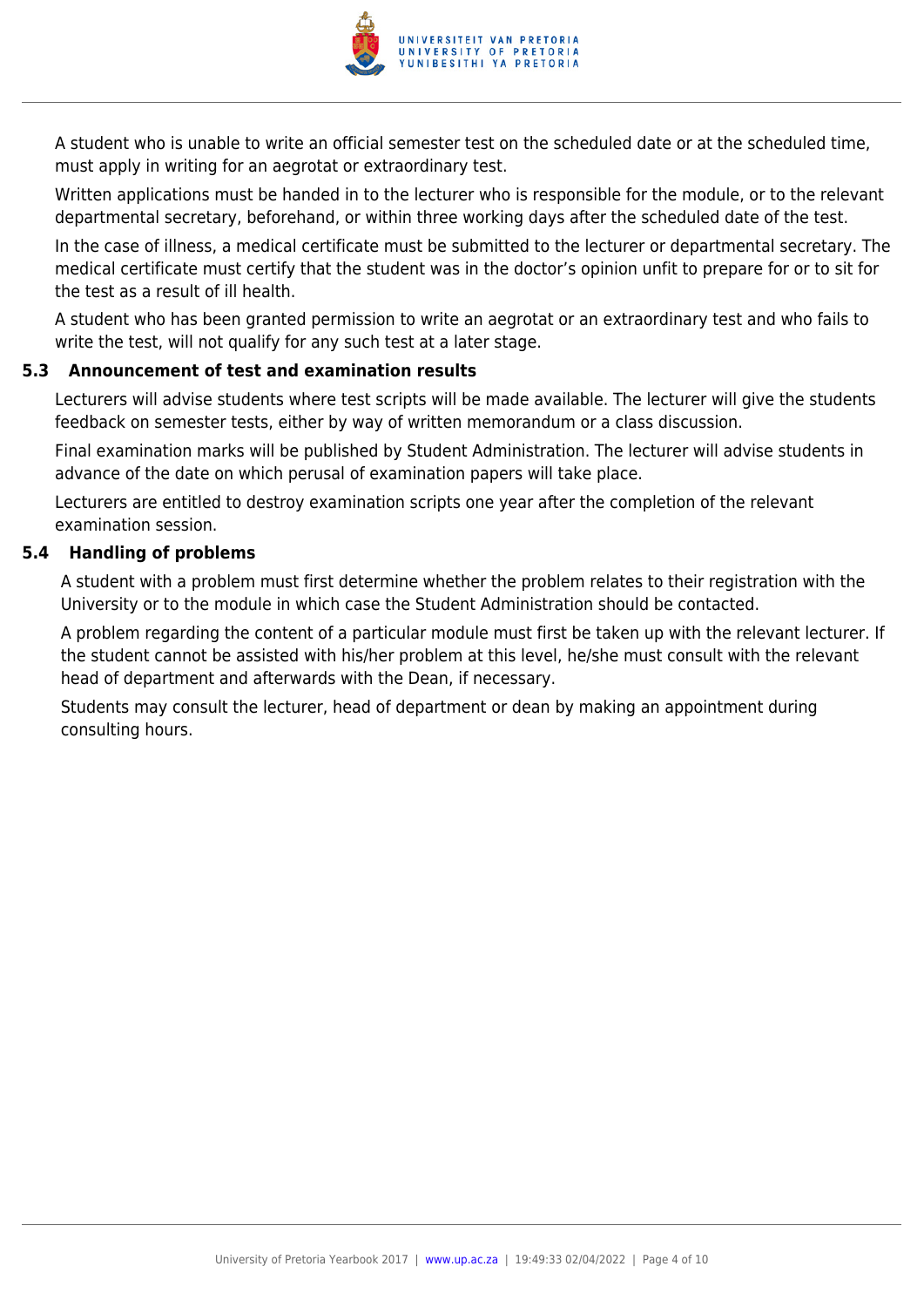A student who is unable to write an official semester test on the scheduled date or at the scheduled time, must apply in writing for an aegrotat or extraordinary test.

Written applications must be handed in to the lecturer who is responsible for the module, or to the relevant departmental secretary, beforehand, or within three working days after the scheduled date of the test.

In the case of illness, a medical certificate must be submitted to the lecturer or departmental secretary. The medical certificate must certify that the student was in the doctor's opinion unfit to prepare for or to sit for the test as a result of ill health.

A student who has been granted permission to write an aegrotat or an extraordinary test and who fails to write the test, will not qualify for any such test at a later stage.

### 5.3 Announcement of test and examination results

Lecturers will advise students where test scripts will be made available. The lecturer will give the students feedback on semester tests, either by way of written memorandum or a class discussion.

Final examination marks will be published by Student Administration. The lecturer will advise students in advance of the date on which perusal of examination papers will take place.

Lecturers are entitled to destroy examination scripts one year after the completion of the relevant examination session.

### 5.4 Handling of problems

A student with a problem must first determine whether the problem relates to their registration with the University or to the module in which case the Student Administration should be contacted.

A problem regarding the content of a particular module must first be taken up with the relevant lecturer. If the student cannot be assisted with his/her problem at this level, he/she must consult with the relevant head of department and afterwards with the Dean, if necessary.

Students may consult the lecturer, head of department or dean by making an appointment during consulting hours.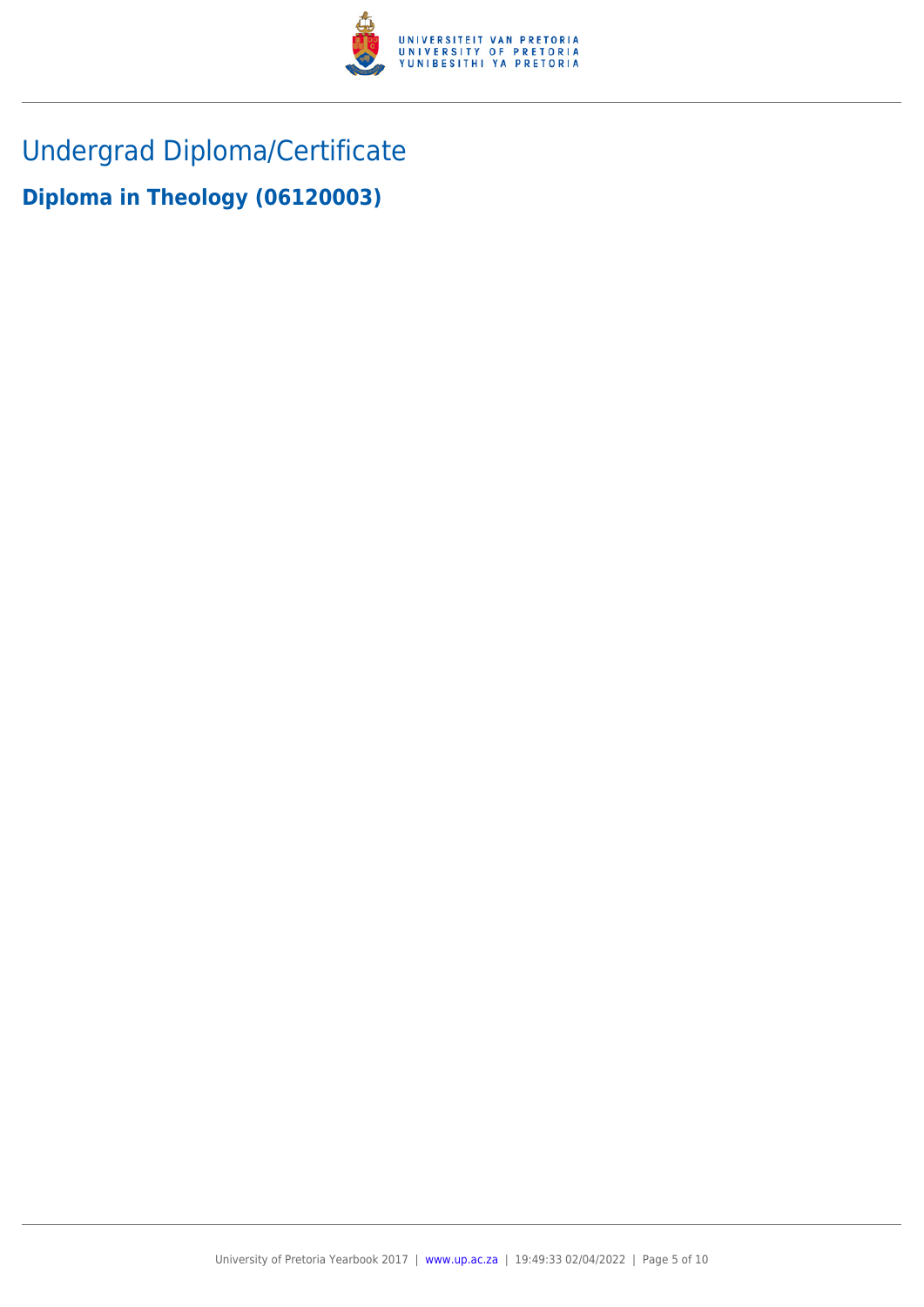# Undergrad Diploma/Certificate

## Diploma in Theology (06120003)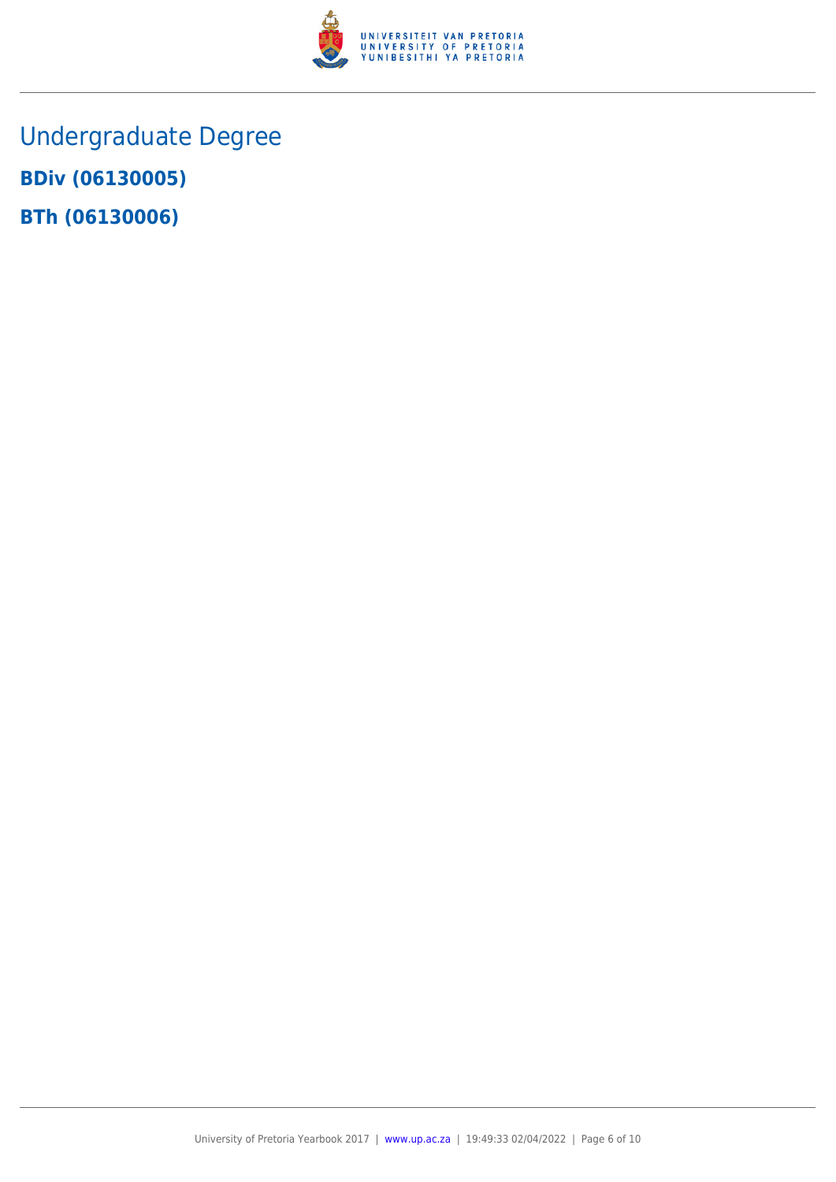# Undergraduate Degree

**BDiv (06130005)**

**BTh (06130006)**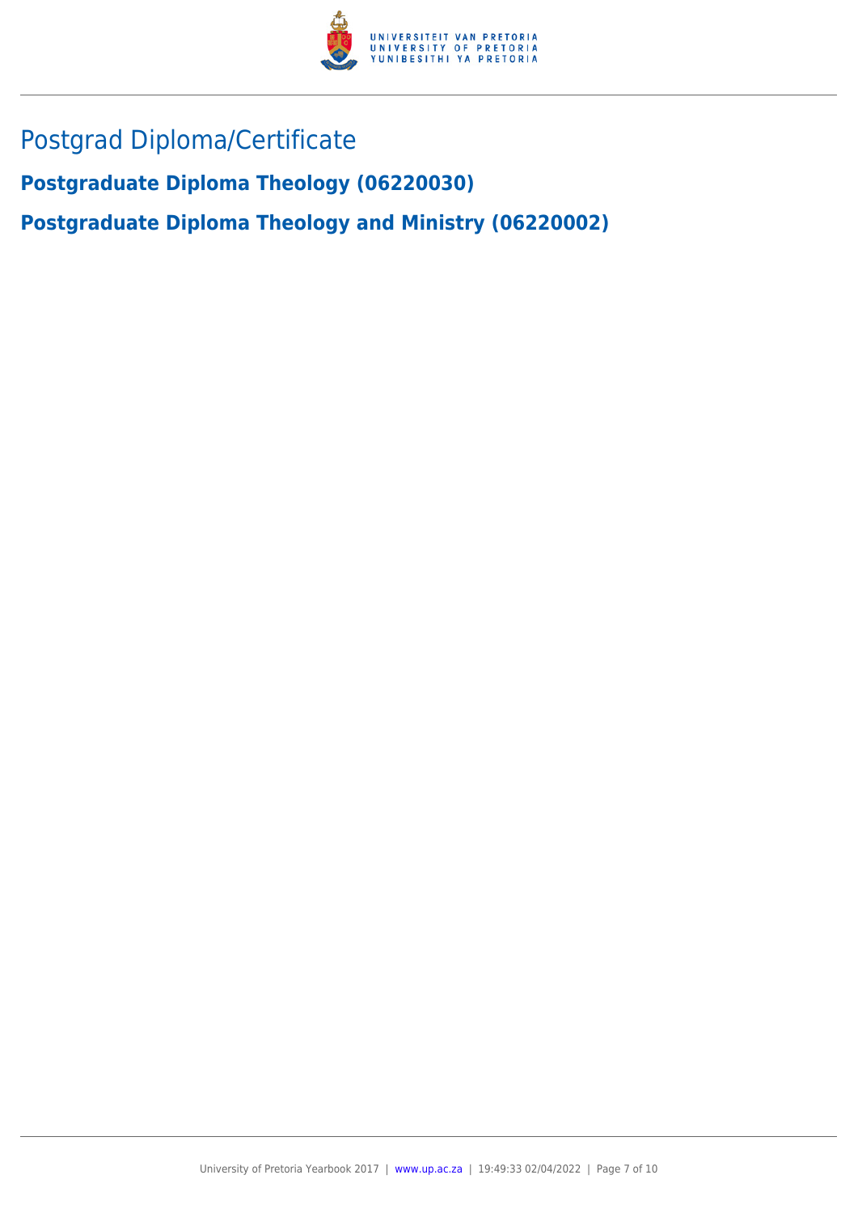# Postgrad Diploma/Certificate

## Postgraduate Diploma Theology (06220030)

## Postgraduate Diploma Theology and Ministry (06220002)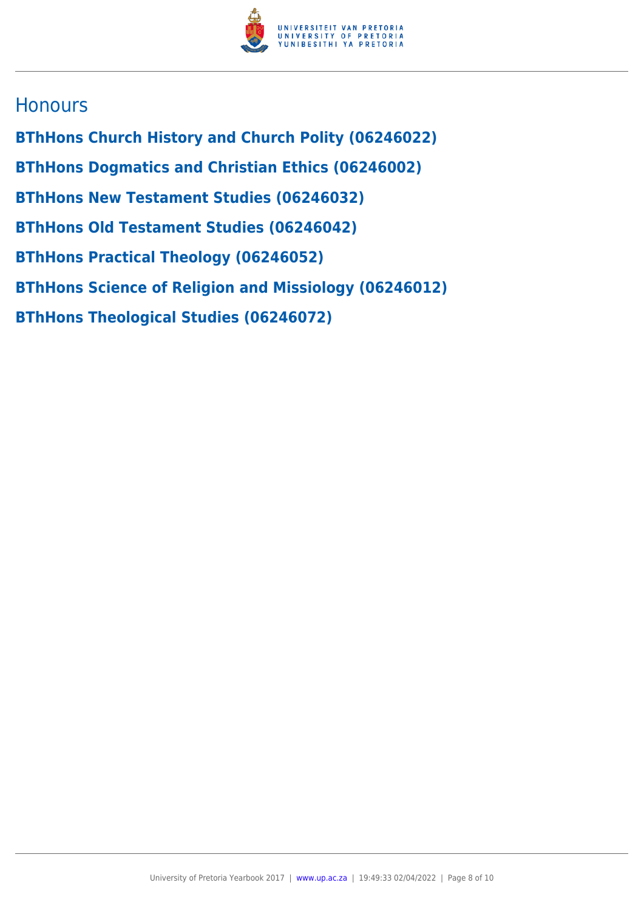## Honours

**BThHons Church History and Church Polity (06246022)**

**BThHons Dogmatics and Christian Ethics (06246002)**

**BThHons New Testament Studies (06246032)**

**BThHons Old Testament Studies (06246042)**

**BThHons Practical Theology (06246052)**

**BThHons Science of Religion and Missiology (06246012)**

**BThHons Theological Studies (06246072)**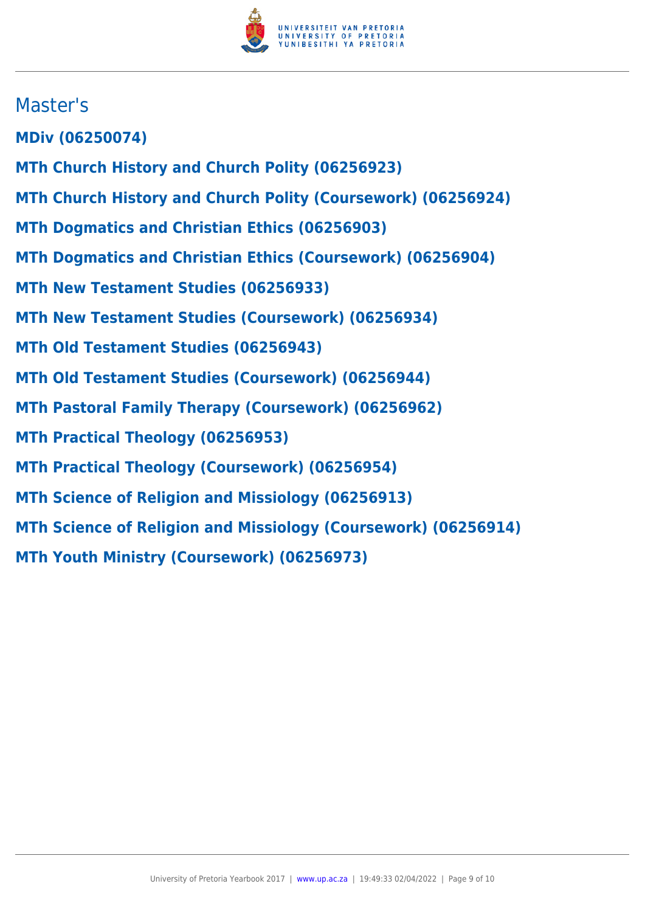## Master's

**MDiv (06250074)**

**MTh Church History and Church Polity (06256923)**

**MTh Church History and Church Polity (Coursework) (06256924)**

**MTh Dogmatics and Christian Ethics (06256903)**

**MTh Dogmatics and Christian Ethics (Coursework) (06256904)**

**MTh New Testament Studies (06256933)**

**MTh New Testament Studies (Coursework) (06256934)**

**MTh Old Testament Studies (06256943)**

**MTh Old Testament Studies (Coursework) (06256944)**

**MTh Pastoral Family Therapy (Coursework) (06256962)**

**MTh Practical Theology (06256953)**

**MTh Practical Theology (Coursework) (06256954)**

**MTh Science of Religion and Missiology (06256913)**

**MTh Science of Religion and Missiology (Coursework) (06256914)**

**MTh Youth Ministry (Coursework) (06256973)**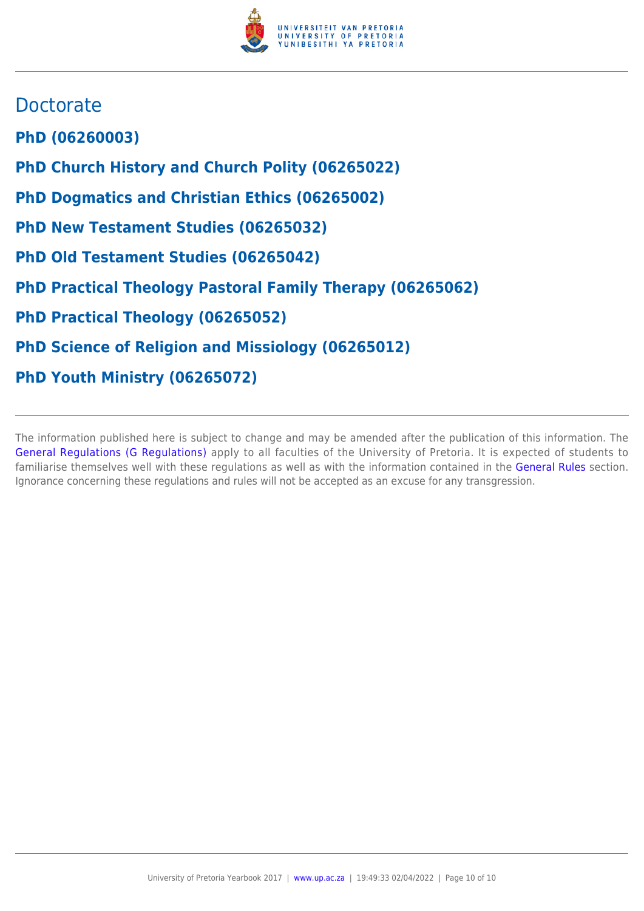## Doctorate

**PhD (06260003)**

**PhD Church History and Church Polity (06265022)**

**PhD Dogmatics and Christian Ethics (06265002)**

**PhD New Testament Studies (06265032)**

**PhD Old Testament Studies (06265042)**

**PhD Practical Theology Pastoral Family Therapy (06265062)**

**PhD Practical Theology (06265052)**

**PhD Science of Religion and Missiology (06265012)**

**PhD Youth Ministry (06265072)**

---

The information published here is subject to change and may be amended after the publication of this information. The General Regulations (G Regulations) apply to all faculties of the University of Pretoria. It is expected of students to familiarise themselves well with these regulations as well as with the information contained in the General Rules section. Ignorance concerning these regulations and rules will not be accepted as an excuse for any transgression.